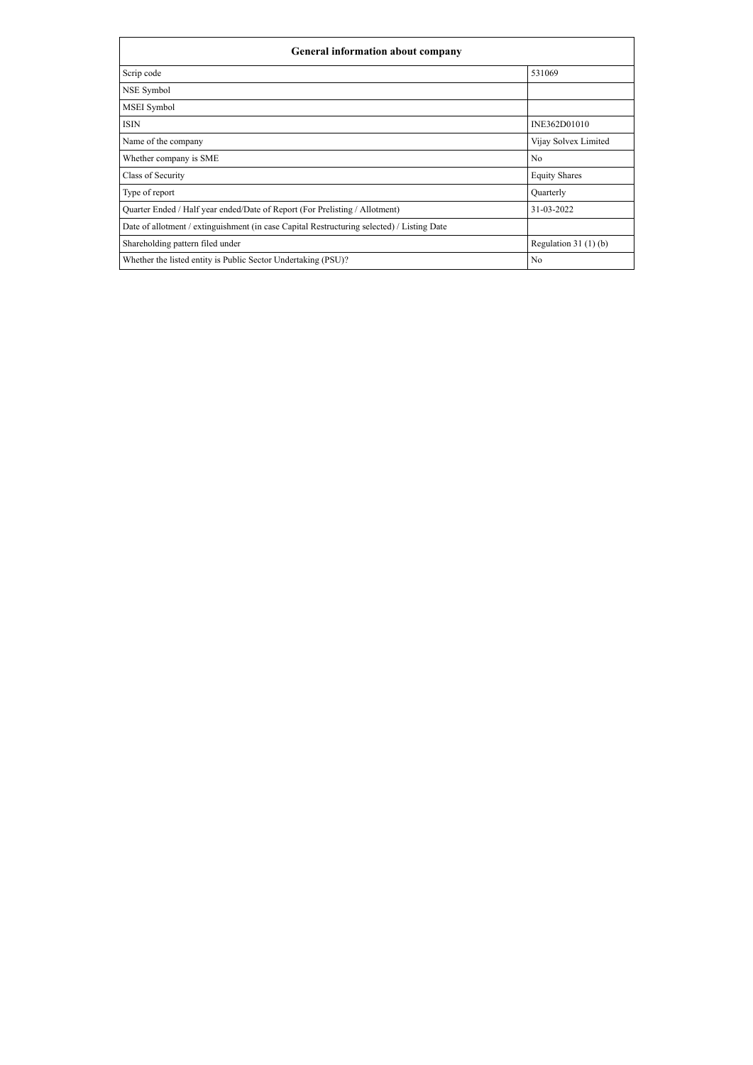| General information about company | |
|---|---|
| Scrip code | 531069 |
| NSE Symbol | |
| MSEI Symbol | |
| ISIN | INE362D01010 |
| Name of the company | Vijay Solvex Limited |
| Whether company is SME | No |
| Class of Security | Equity Shares |
| Type of report | Quarterly |
| Quarter Ended / Half year ended/Date of Report (For Prelisting / Allotment) | 31-03-2022 |
| Date of allotment / extinguishment (in case Capital Restructuring selected) / Listing Date | |
| Shareholding pattern filed under | Regulation 31 (1) (b) |
| Whether the listed entity is Public Sector Undertaking (PSU)? | No |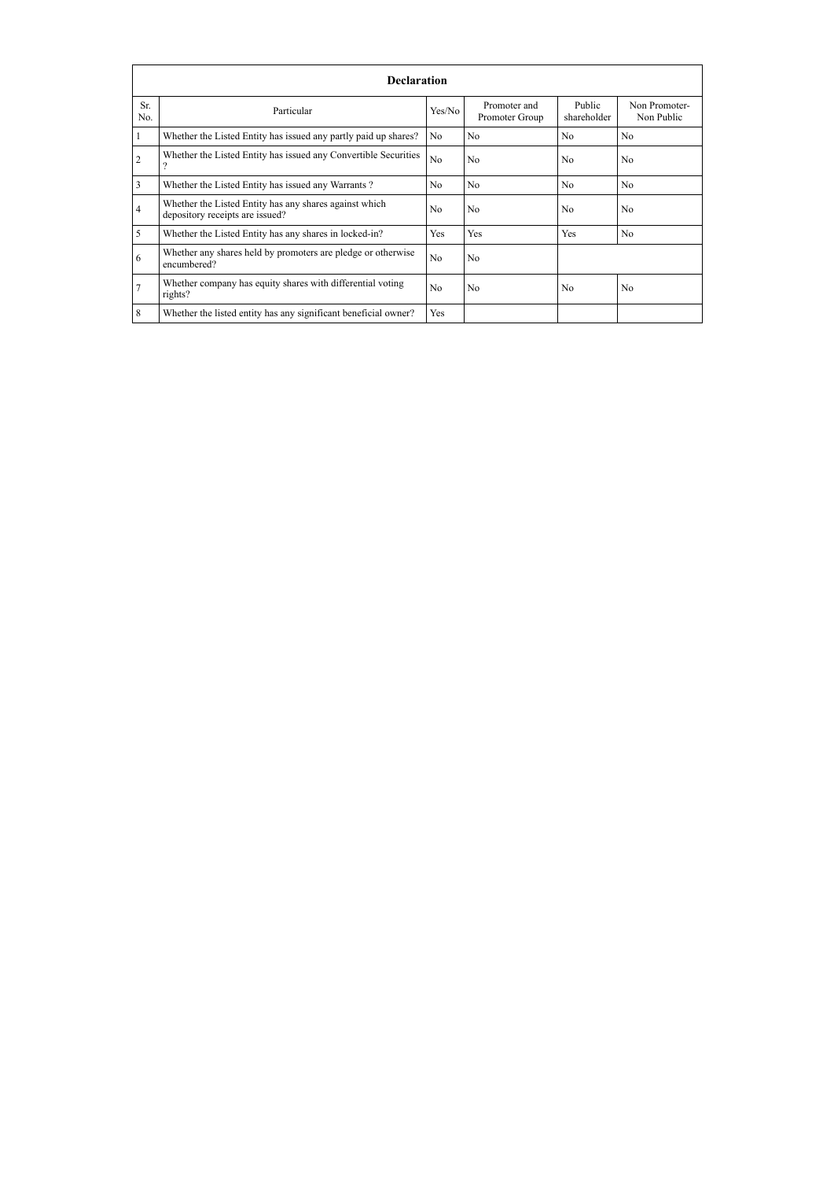| Declaration | | | | | |
|---|---|---|---|---|---|
| Sr. No. | Particular | Yes/No | Promoter and Promoter Group | Public shareholder | Non Promoter- Non Public |
| 1 | Whether the Listed Entity has issued any partly paid up shares? | No | No | No | No |
| 2 | Whether the Listed Entity has issued any Convertible Securities ? | No | No | No | No |
| 3 | Whether the Listed Entity has issued any Warrants ? | No | No | No | No |
| 4 | Whether the Listed Entity has any shares against which depository receipts are issued? | No | No | No | No |
| 5 | Whether the Listed Entity has any shares in locked-in? | Yes | Yes | Yes | No |
| 6 | Whether any shares held by promoters are pledge or otherwise encumbered? | No | No | | |
| 7 | Whether company has equity shares with differential voting rights? | No | No | No | No |
| 8 | Whether the listed entity has any significant beneficial owner? | Yes | | | |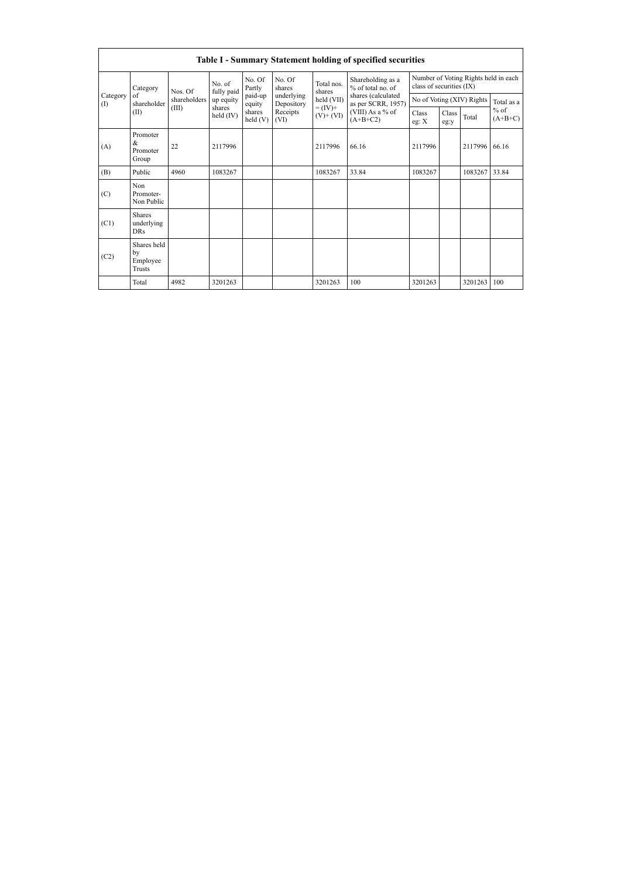# Table I - Summary Statement holding of specified securities

| Category (I) | Category of shareholder (II) | Nos. Of shareholders (III) | No. of fully paid up equity shares held (IV) | No. Of Partly paid-up equity shares held (V) | No. Of shares underlying Depository Receipts (VI) | Total nos. shares held (VII) = (IV)+ (V)+ (VI) | Shareholding as a % of total no. of shares (calculated as per SCRR, 1957) (VIII) As a % of (A+B+C2) | Number of Voting Rights held in each class of securities (IX) | | | |
|---|---|---|---|---|---|---|---|---|---|---|---|
| | | | | | | | | No of Voting (XIV) Rights | | | Total as a % of (A+B+C) |
| | | | | | | | | Class eg: X | Class eg:y | Total | |
| (A) | Promoter & Promoter Group | 22 | 2117996 | | | 2117996 | 66.16 | 2117996 | | 2117996 | 66.16 |
| (B) | Public | 4960 | 1083267 | | | 1083267 | 33.84 | 1083267 | | 1083267 | 33.84 |
| (C) | Non Promoter- Non Public | | | | | | | | | | |
| (C1) | Shares underlying DRs | | | | | | | | | | |
| (C2) | Shares held by Employee Trusts | | | | | | | | | | |
| | Total | 4982 | 3201263 | | | 3201263 | 100 | 3201263 | | 3201263 | 100 |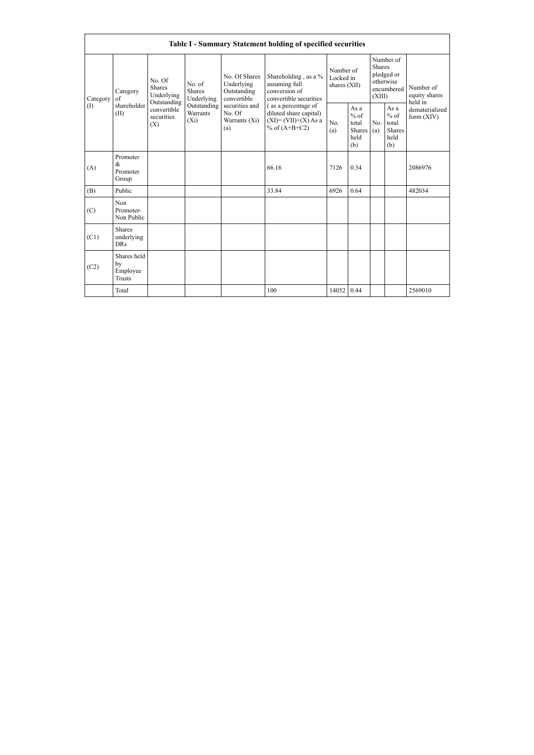| Table I - Summary Statement holding of specified securities | | | | | | | | | | | |
|---|---|---|---|---|---|---|---|---|---|---|---|
| Category (I) | Category of shareholder (II) | No. Of Shares Underlying Outstanding convertible securities (X) | No. of Shares Underlying Outstanding Warrants (Xi) | No. Of Shares Underlying Outstanding convertible securities and No. Of Warrants (Xi) (a) | Shareholding , as a % assuming full conversion of convertible securities ( as a percentage of diluted share capital) (XI)= (VII)+(X) As a % of (A+B+C2) | Number of Locked in shares (XII) | | Number of Shares pledged or otherwise encumbered (XIII) | | Number of equity shares held in dematerialized form (XIV) |
| | | | | | | No. (a) | As a % of total Shares held (b) | No. (a) | As a % of total Shares held (b) | |
| (A) | Promoter & Promoter Group | | | | 66.16 | 7126 | 0.34 | | | 2086976 |
| (B) | Public | | | | 33.84 | 6926 | 0.64 | | | 482034 |
| (C) | Non Promoter- Non Public | | | | | | | | | |
| (C1) | Shares underlying DRs | | | | | | | | | |
| (C2) | Shares held by Employee Trusts | | | | | | | | | |
| | Total | | | | 100 | 14052 | 0.44 | | | 2569010 |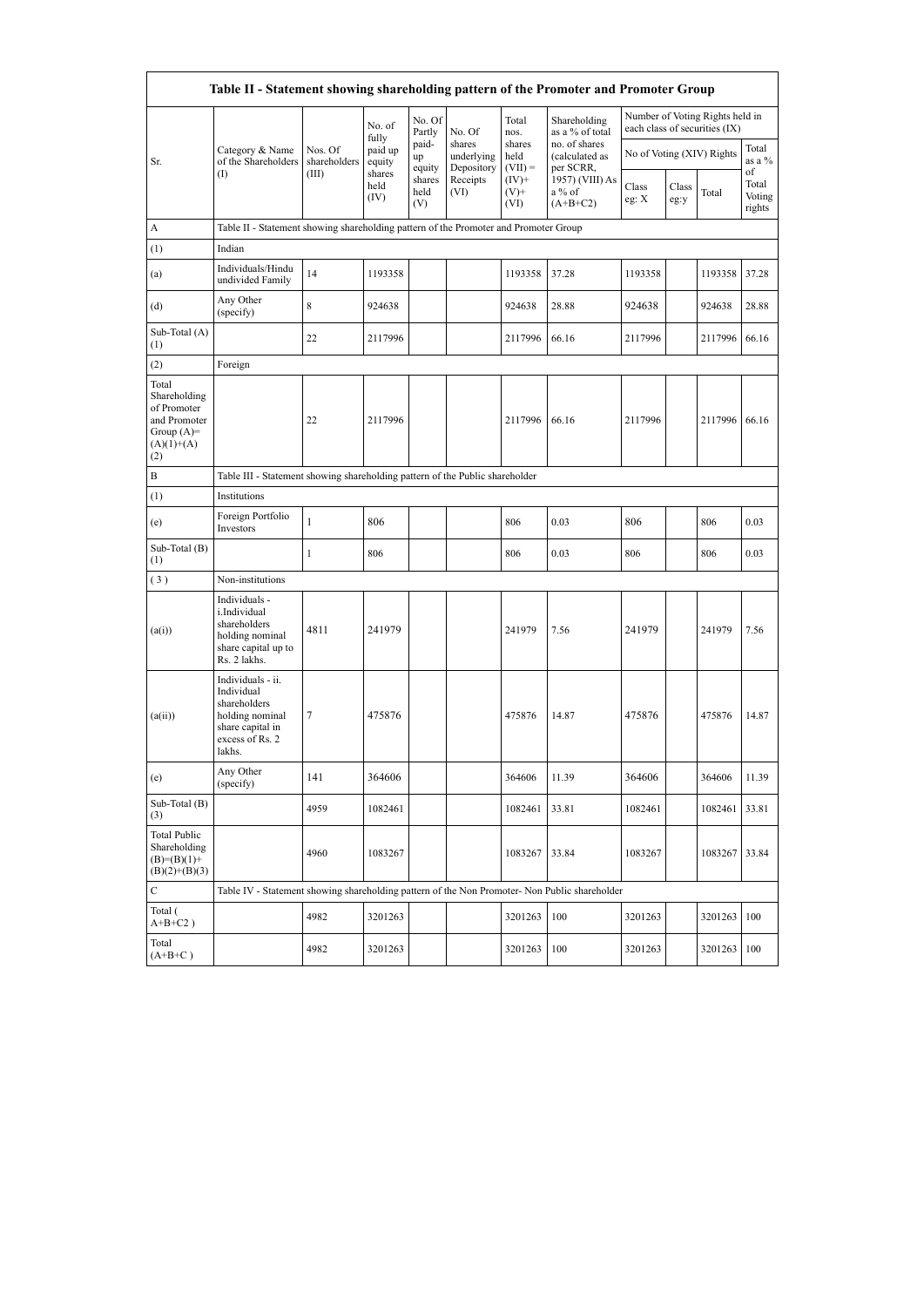| Table II - Statement showing shareholding pattern of the Promoter and Promoter Group | | | | | | | | | | | |
|---|---|---|---|---|---|---|---|---|---|---|---|
| Sr. | Category & Name of the Shareholders (I) | Nos. Of shareholders (III) | No. of fully paid up equity shares held (IV) | No. Of Partly paid-up equity shares held (V) | No. Of shares underlying Depository Receipts (VI) | Total nos. shares held (VII) = (IV)+ (V)+ (VI) | Shareholding as a % of total no. of shares (calculated as per SCRR, 1957) (VIII) As a % of (A+B+C2) | Number of Voting Rights held in each class of securities (IX) | | | |
| | | | | | | | | No of Voting (XIV) Rights | | | Total as a % of Total Voting rights |
| | | | | | | | | Class eg: X | Class eg:y | Total | |
| A | Table II - Statement showing shareholding pattern of the Promoter and Promoter Group | | | | | | | | | | |
| (1) | Indian | | | | | | | | | | |
| (a) | Individuals/Hindu undivided Family | 14 | 1193358 | | | 1193358 | 37.28 | 1193358 | | 1193358 | 37.28 |
| (d) | Any Other (specify) | 8 | 924638 | | | 924638 | 28.88 | 924638 | | 924638 | 28.88 |
| Sub-Total (A) (1) | | 22 | 2117996 | | | 2117996 | 66.16 | 2117996 | | 2117996 | 66.16 |
| (2) | Foreign | | | | | | | | | | |
| Total Shareholding of Promoter and Promoter Group (A)= (A)(1)+(A)(2) | | 22 | 2117996 | | | 2117996 | 66.16 | 2117996 | | 2117996 | 66.16 |
| B | Table III - Statement showing shareholding pattern of the Public shareholder | | | | | | | | | | |
| (1) | Institutions | | | | | | | | | | |
| (e) | Foreign Portfolio Investors | 1 | 806 | | | 806 | 0.03 | 806 | | 806 | 0.03 |
| Sub-Total (B) (1) | | 1 | 806 | | | 806 | 0.03 | 806 | | 806 | 0.03 |
| (3) | Non-institutions | | | | | | | | | | |
| (a(i)) | Individuals - i.Individual shareholders holding nominal share capital up to Rs. 2 lakhs. | 4811 | 241979 | | | 241979 | 7.56 | 241979 | | 241979 | 7.56 |
| (a(ii)) | Individuals - ii. Individual shareholders holding nominal share capital in excess of Rs. 2 lakhs. | 7 | 475876 | | | 475876 | 14.87 | 475876 | | 475876 | 14.87 |
| (e) | Any Other (specify) | 141 | 364606 | | | 364606 | 11.39 | 364606 | | 364606 | 11.39 |
| Sub-Total (B) (3) | | 4959 | 1082461 | | | 1082461 | 33.81 | 1082461 | | 1082461 | 33.81 |
| Total Public Shareholding (B)=(B)(1)+(B)(2)+(B)(3) | | 4960 | 1083267 | | | 1083267 | 33.84 | 1083267 | | 1083267 | 33.84 |
| C | Table IV - Statement showing shareholding pattern of the Non Promoter- Non Public shareholder | | | | | | | | | | |
| Total ( A+B+C2 ) | | 4982 | 3201263 | | | 3201263 | 100 | 3201263 | | 3201263 | 100 |
| Total (A+B+C ) | | 4982 | 3201263 | | | 3201263 | 100 | 3201263 | | 3201263 | 100 |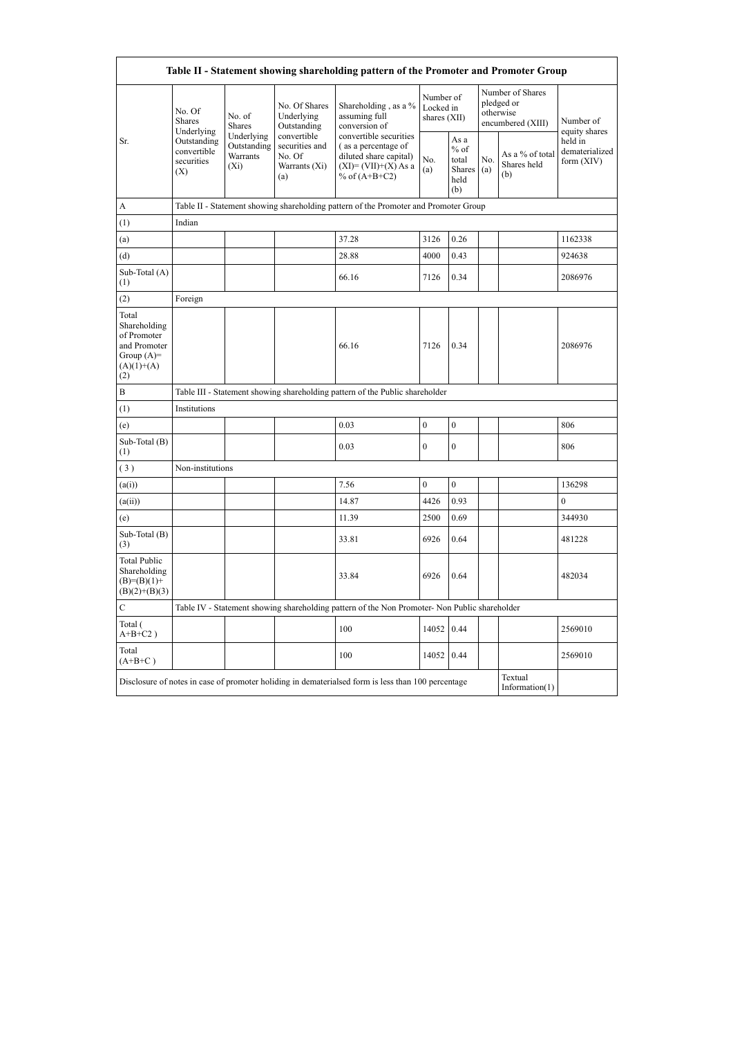| Table II - Statement showing shareholding pattern of the Promoter and Promoter Group | | | | | | | | | |
|---|---|---|---|---|---|---|---|---|---|
| Sr. | No. Of Shares Underlying Outstanding convertible securities (X) | No. of Shares Underlying Outstanding Warrants (Xi) | No. Of Shares Underlying Outstanding convertible securities and No. Of Warrants (Xi) (a) | Shareholding , as a % assuming full conversion of convertible securities ( as a percentage of diluted share capital) (XI)= (VII)+(X) As a % of (A+B+C2) | Number of Locked in shares (XII) | | Number of Shares pledged or otherwise encumbered (XIII) | | Number of equity shares held in dematerialized form (XIV) |
| | | | | | No. (a) | As a % of total Shares held (b) | No. (a) | As a % of total Shares held (b) | |
| A | Table II - Statement showing shareholding pattern of the Promoter and Promoter Group | | | | | | | | |
| (1) | Indian | | | | | | | | |
| (a) | | | | 37.28 | 3126 | 0.26 | | | 1162338 |
| (d) | | | | 28.88 | 4000 | 0.43 | | | 924638 |
| Sub-Total (A) (1) | | | | 66.16 | 7126 | 0.34 | | | 2086976 |
| (2) | Foreign | | | | | | | | |
| Total Shareholding of Promoter and Promoter Group (A)= (A)(1)+(A)(2) | | | | 66.16 | 7126 | 0.34 | | | 2086976 |
| B | Table III - Statement showing shareholding pattern of the Public shareholder | | | | | | | | |
| (1) | Institutions | | | | | | | | |
| (e) | | | | 0.03 | 0 | 0 | | | 806 |
| Sub-Total (B) (1) | | | | 0.03 | 0 | 0 | | | 806 |
| ( 3 ) | Non-institutions | | | | | | | | |
| (a(i)) | | | | 7.56 | 0 | 0 | | | 136298 |
| (a(ii)) | | | | 14.87 | 4426 | 0.93 | | | 0 |
| (e) | | | | 11.39 | 2500 | 0.69 | | | 344930 |
| Sub-Total (B) (3) | | | | 33.81 | 6926 | 0.64 | | | 481228 |
| Total Public Shareholding (B)=(B)(1)+(B)(2)+(B)(3) | | | | 33.84 | 6926 | 0.64 | | | 482034 |
| C | Table IV - Statement showing shareholding pattern of the Non Promoter- Non Public shareholder | | | | | | | | |
| Total ( A+B+C2 ) | | | | 100 | 14052 | 0.44 | | | 2569010 |
| Total (A+B+C ) | | | | 100 | 14052 | 0.44 | | | 2569010 |
| Disclosure of notes in case of promoter holiding in dematerialsed form is less than 100 percentage | | | | | | | | Textual Information(1) | |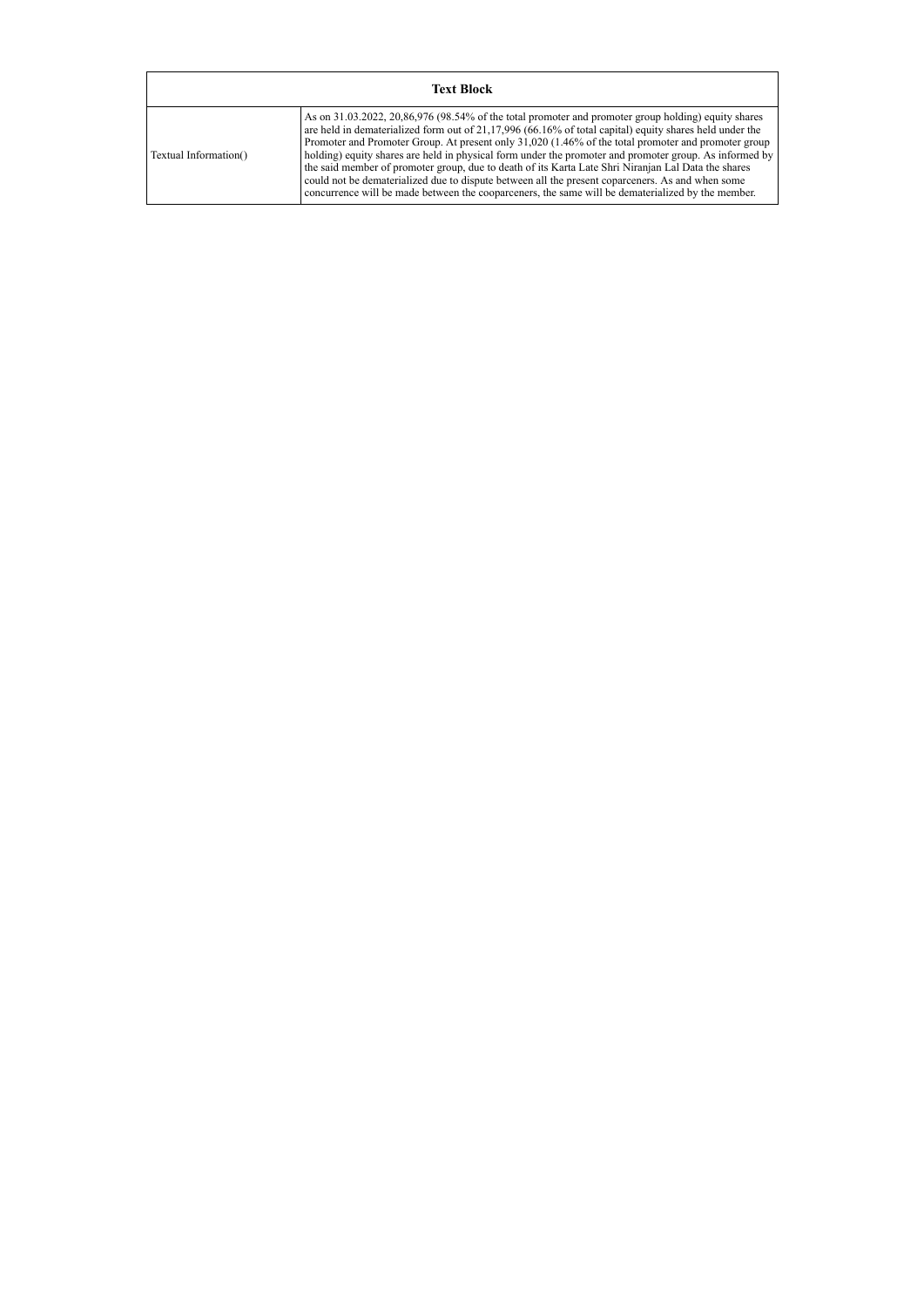| Text Block | |
|---|---|
| Textual Information() | As on 31.03.2022, 20,86,976 (98.54% of the total promoter and promoter group holding) equity shares are held in dematerialized form out of 21,17,996 (66.16% of total capital) equity shares held under the Promoter and Promoter Group. At present only 31,020 (1.46% of the total promoter and promoter group holding) equity shares are held in physical form under the promoter and promoter group. As informed by the said member of promoter group, due to death of its Karta Late Shri Niranjan Lal Data the shares could not be dematerialized due to dispute between all the present coparceners. As and when some concurrence will be made between the cooparceners, the same will be dematerialized by the member. |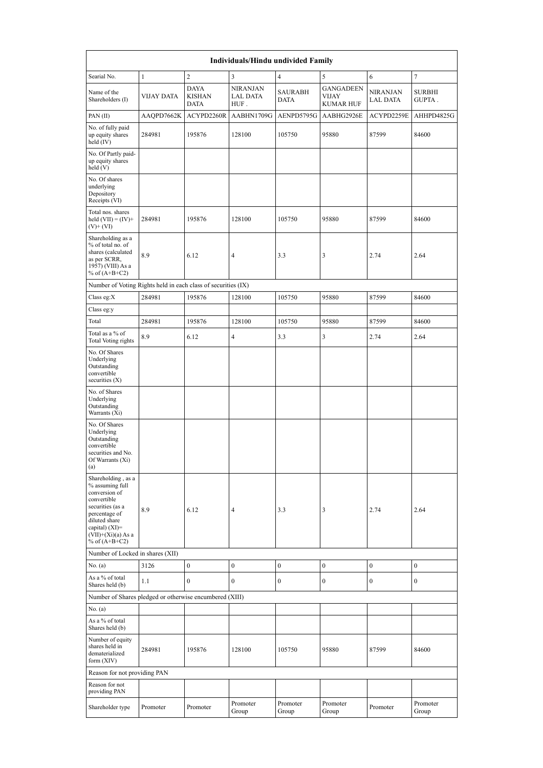| Individuals/Hindu undivided Family | | | | | | | |
|---|---|---|---|---|---|---|---|
| Searial No. | 1 | 2 | 3 | 4 | 5 | 6 | 7 |
| Name of the Shareholders (I) | VIJAY DATA | DAYA KISHAN DATA | NIRANJAN LAL DATA HUF . | SAURABH DATA | GANGADEEN VIJAY KUMAR HUF | NIRANJAN LAL DATA | SURBHI GUPTA . |
| PAN (II) | AAQPD7662K | ACYPD2260R | AABHN1709G | AENPD5795G | AABHG2926E | ACYPD2259E | AHHPD4825G |
| No. of fully paid up equity shares held (IV) | 284981 | 195876 | 128100 | 105750 | 95880 | 87599 | 84600 |
| No. Of Partly paid-up equity shares held (V) | | | | | | | |
| No. Of shares underlying Depository Receipts (VI) | | | | | | | |
| Total nos. shares held (VII) = (IV)+ (V)+ (VI) | 284981 | 195876 | 128100 | 105750 | 95880 | 87599 | 84600 |
| Shareholding as a % of total no. of shares (calculated as per SCRR, 1957) (VIII) As a % of (A+B+C2) | 8.9 | 6.12 | 4 | 3.3 | 3 | 2.74 | 2.64 |
| Number of Voting Rights held in each class of securities (IX) | | | | | | | |
| Class eg:X | 284981 | 195876 | 128100 | 105750 | 95880 | 87599 | 84600 |
| Class eg:y | | | | | | | |
| Total | 284981 | 195876 | 128100 | 105750 | 95880 | 87599 | 84600 |
| Total as a % of Total Voting rights | 8.9 | 6.12 | 4 | 3.3 | 3 | 2.74 | 2.64 |
| No. Of Shares Underlying Outstanding convertible securities (X) | | | | | | | |
| No. of Shares Underlying Outstanding Warrants (Xi) | | | | | | | |
| No. Of Shares Underlying Outstanding convertible securities and No. Of Warrants (Xi) (a) | | | | | | | |
| Shareholding , as a % assuming full conversion of convertible securities (as a percentage of diluted share capital) (XI)= (VII)+(Xi)(a) As a % of (A+B+C2) | 8.9 | 6.12 | 4 | 3.3 | 3 | 2.74 | 2.64 |
| Number of Locked in shares (XII) | | | | | | | |
| No. (a) | 3126 | 0 | 0 | 0 | 0 | 0 | 0 |
| As a % of total Shares held (b) | 1.1 | 0 | 0 | 0 | 0 | 0 | 0 |
| Number of Shares pledged or otherwise encumbered (XIII) | | | | | | | |
| No. (a) | | | | | | | |
| As a % of total Shares held (b) | | | | | | | |
| Number of equity shares held in dematerialized form (XIV) | 284981 | 195876 | 128100 | 105750 | 95880 | 87599 | 84600 |
| Reason for not providing PAN | | | | | | | |
| Reason for not providing PAN | | | | | | | |
| Shareholder type | Promoter | Promoter | Promoter Group | Promoter Group | Promoter Group | Promoter | Promoter Group |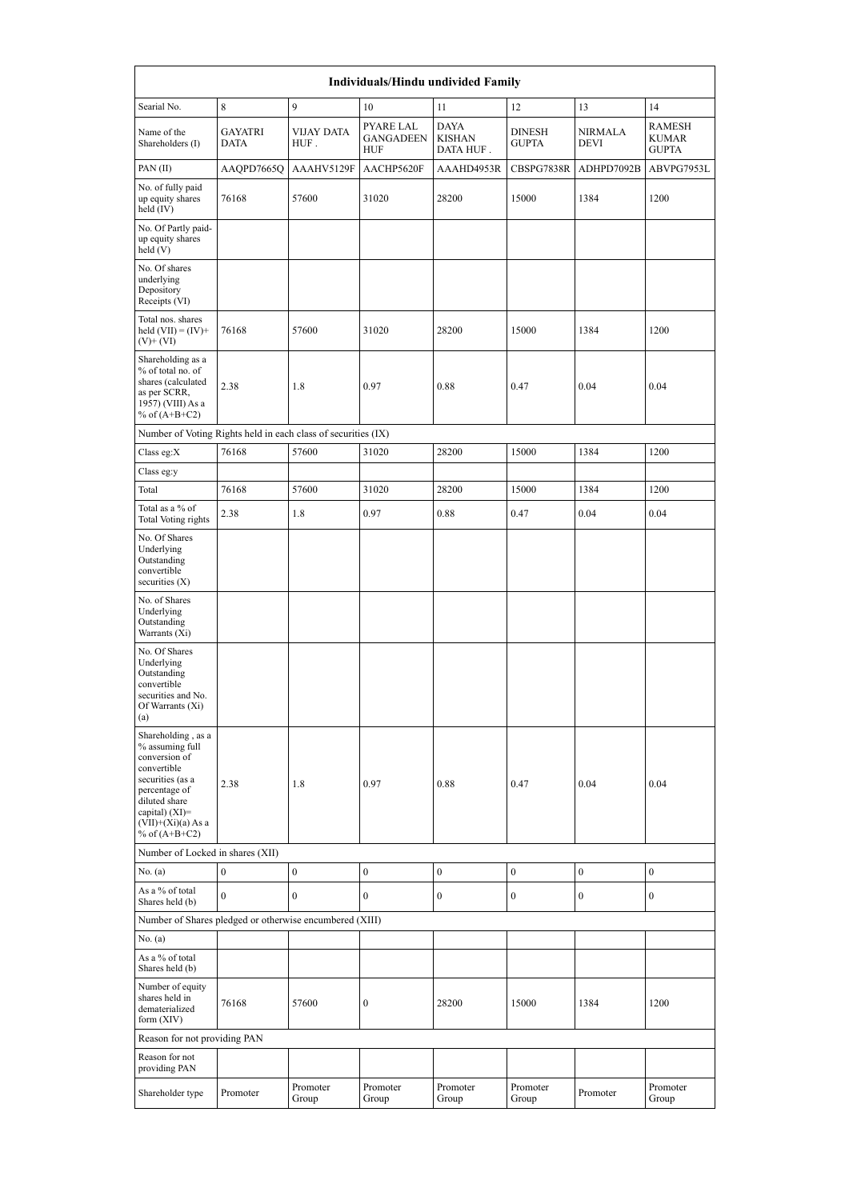| Individuals/Hindu undivided Family | | | | | | | |
|---|---|---|---|---|---|---|---|
| Searial No. | 8 | 9 | 10 | 11 | 12 | 13 | 14 |
| Name of the Shareholders (I) | GAYATRI DATA | VIJAY DATA HUF . | PYARE LAL GANGADEEN HUF | DAYA KISHAN DATA HUF . | DINESH GUPTA | NIRMALA DEVI | RAMESH KUMAR GUPTA |
| PAN (II) | AAQPD7665Q | AAAHV5129F | AACHP5620F | AAAHD4953R | CBSPG7838R | ADHPD7092B | ABVPG7953L |
| No. of fully paid up equity shares held (IV) | 76168 | 57600 | 31020 | 28200 | 15000 | 1384 | 1200 |
| No. Of Partly paid-up equity shares held (V) | | | | | | | |
| No. Of shares underlying Depository Receipts (VI) | | | | | | | |
| Total nos. shares held (VII) = (IV)+(V)+ (VI) | 76168 | 57600 | 31020 | 28200 | 15000 | 1384 | 1200 |
| Shareholding as a % of total no. of shares (calculated as per SCRR, 1957) (VIII) As a % of (A+B+C2) | 2.38 | 1.8 | 0.97 | 0.88 | 0.47 | 0.04 | 0.04 |
| Number of Voting Rights held in each class of securities (IX) | | | | | | | |
| Class eg:X | 76168 | 57600 | 31020 | 28200 | 15000 | 1384 | 1200 |
| Class eg:y | | | | | | | |
| Total | 76168 | 57600 | 31020 | 28200 | 15000 | 1384 | 1200 |
| Total as a % of Total Voting rights | 2.38 | 1.8 | 0.97 | 0.88 | 0.47 | 0.04 | 0.04 |
| No. Of Shares Underlying Outstanding convertible securities (X) | | | | | | | |
| No. of Shares Underlying Outstanding Warrants (Xi) | | | | | | | |
| No. Of Shares Underlying Outstanding convertible securities and No. Of Warrants (Xi) (a) | | | | | | | |
| Shareholding , as a % assuming full conversion of convertible securities (as a percentage of diluted share capital) (XI)= (VII)+(Xi)(a) As a % of (A+B+C2) | 2.38 | 1.8 | 0.97 | 0.88 | 0.47 | 0.04 | 0.04 |
| Number of Locked in shares (XII) | | | | | | | |
| No. (a) | 0 | 0 | 0 | 0 | 0 | 0 | 0 |
| As a % of total Shares held (b) | 0 | 0 | 0 | 0 | 0 | 0 | 0 |
| Number of Shares pledged or otherwise encumbered (XIII) | | | | | | | |
| No. (a) | | | | | | | |
| As a % of total Shares held (b) | | | | | | | |
| Number of equity shares held in dematerialized form (XIV) | 76168 | 57600 | 0 | 28200 | 15000 | 1384 | 1200 |
| Reason for not providing PAN | | | | | | | |
| Reason for not providing PAN | | | | | | | |
| Shareholder type | Promoter | Promoter Group | Promoter Group | Promoter Group | Promoter Group | Promoter | Promoter Group |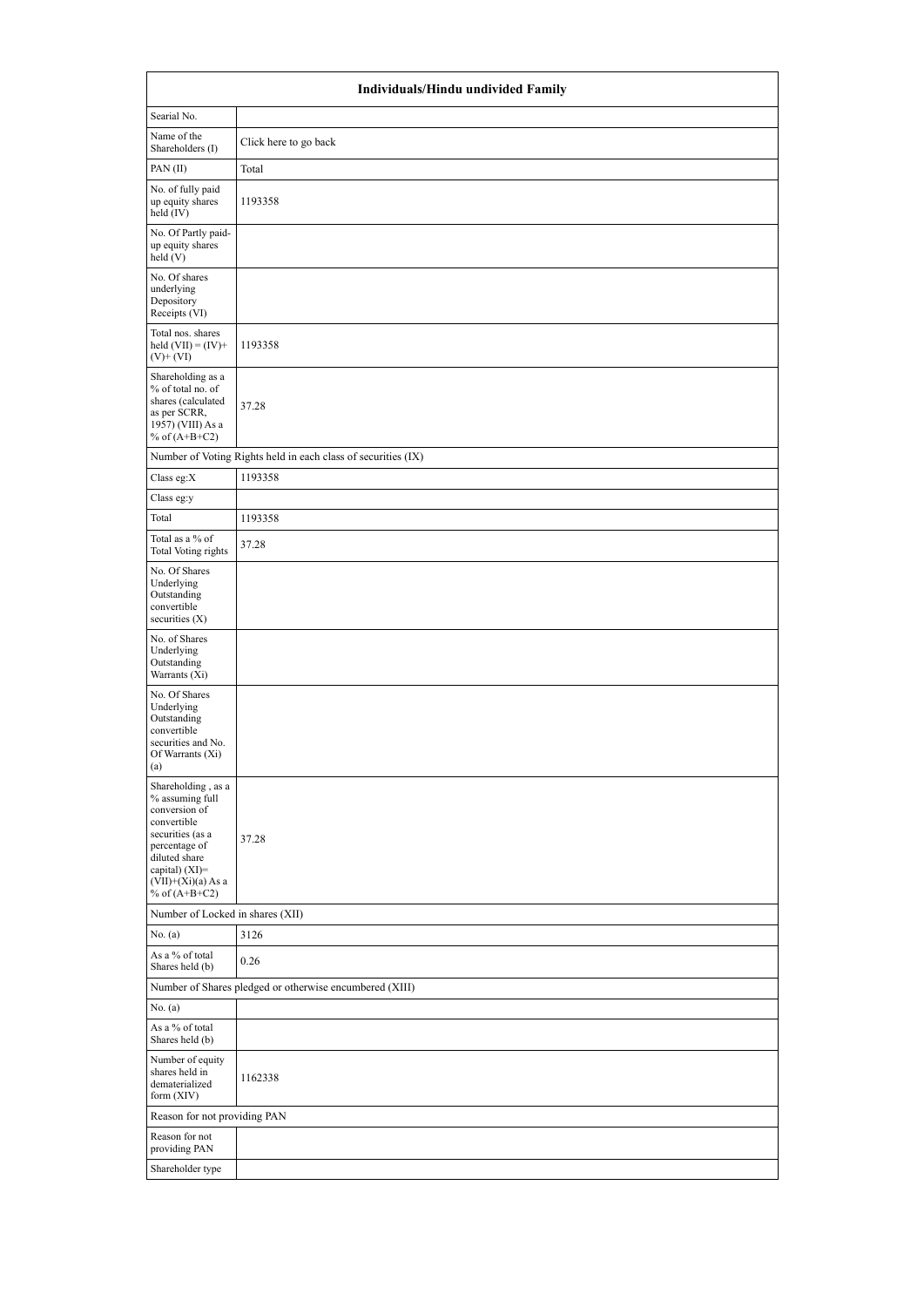| Individuals/Hindu undivided Family | |
|---|---|
| Searial No. | |
| Name of the Shareholders (I) | Click here to go back |
| PAN (II) | Total |
| No. of fully paid up equity shares held (IV) | 1193358 |
| No. Of Partly paid-up equity shares held (V) | |
| No. Of shares underlying Depository Receipts (VI) | |
| Total nos. shares held (VII) = (IV)+ (V)+ (VI) | 1193358 |
| Shareholding as a % of total no. of shares (calculated as per SCRR, 1957) (VIII) As a % of (A+B+C2) | 37.28 |
| Number of Voting Rights held in each class of securities (IX) | |
| Class eg:X | 1193358 |
| Class eg:y | |
| Total | 1193358 |
| Total as a % of Total Voting rights | 37.28 |
| No. Of Shares Underlying Outstanding convertible securities (X) | |
| No. of Shares Underlying Outstanding Warrants (Xi) | |
| No. Of Shares Underlying Outstanding convertible securities and No. Of Warrants (Xi) (a) | |
| Shareholding , as a % assuming full conversion of convertible securities (as a percentage of diluted share capital) (XI)= (VII)+(Xi)(a) As a % of (A+B+C2) | 37.28 |
| Number of Locked in shares (XII) | |
| No. (a) | 3126 |
| As a % of total Shares held (b) | 0.26 |
| Number of Shares pledged or otherwise encumbered (XIII) | |
| No. (a) | |
| As a % of total Shares held (b) | |
| Number of equity shares held in dematerialized form (XIV) | 1162338 |
| Reason for not providing PAN | |
| Reason for not providing PAN | |
| Shareholder type | |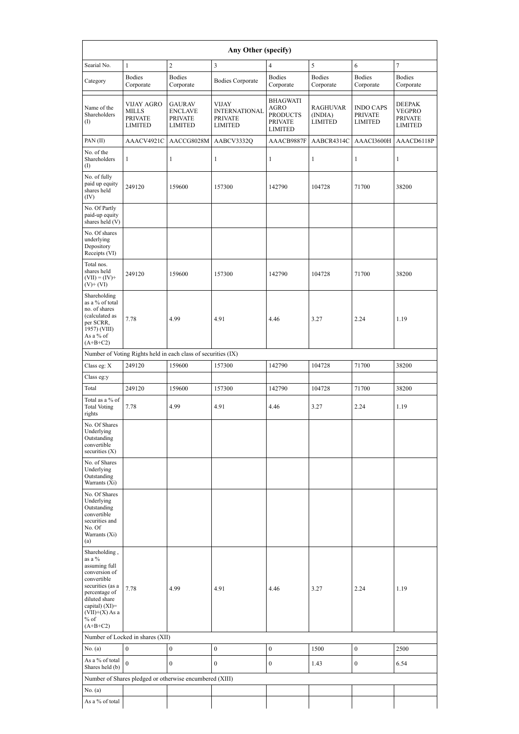| Any Other (specify) | | | | | | | |
|---|---|---|---|---|---|---|---|
| Searial No. | 1 | 2 | 3 | 4 | 5 | 6 | 7 |
| Category | Bodies Corporate | Bodies Corporate | Bodies Corporate | Bodies Corporate | Bodies Corporate | Bodies Corporate | Bodies Corporate |
| Name of the Shareholders (I) | VIJAY AGRO MILLS PRIVATE LIMITED | GAURAV ENCLAVE PRIVATE LIMITED | VIJAY INTERNATIONAL PRIVATE LIMITED | BHAGWATI AGRO PRODUCTS PRIVATE LIMITED | RAGHUVAR (INDIA) LIMITED | INDO CAPS PRIVATE LIMITED | DEEPAK VEGPRO PRIVATE LIMITED |
| PAN (II) | AAACV4921C | AACCG8028M | AABCV3332Q | AAACB9887F | AABCR4314C | AAACI3600H | AAACD6118P |
| No. of the Shareholders (I) | 1 | 1 | 1 | 1 | 1 | 1 | 1 |
| No. of fully paid up equity shares held (IV) | 249120 | 159600 | 157300 | 142790 | 104728 | 71700 | 38200 |
| No. Of Partly paid-up equity shares held (V) | | | | | | | |
| No. Of shares underlying Depository Receipts (VI) | | | | | | | |
| Total nos. shares held (VII) = (IV)+(V)+ (VI) | 249120 | 159600 | 157300 | 142790 | 104728 | 71700 | 38200 |
| Shareholding as a % of total no. of shares (calculated as per SCRR, 1957) (VIII) As a % of (A+B+C2) | 7.78 | 4.99 | 4.91 | 4.46 | 3.27 | 2.24 | 1.19 |
| Number of Voting Rights held in each class of securities (IX) | | | | | | | |
| Class eg: X | 249120 | 159600 | 157300 | 142790 | 104728 | 71700 | 38200 |
| Class eg:y | | | | | | | |
| Total | 249120 | 159600 | 157300 | 142790 | 104728 | 71700 | 38200 |
| Total as a % of Total Voting rights | 7.78 | 4.99 | 4.91 | 4.46 | 3.27 | 2.24 | 1.19 |
| No. Of Shares Underlying Outstanding convertible securities (X) | | | | | | | |
| No. of Shares Underlying Outstanding Warrants (Xi) | | | | | | | |
| No. Of Shares Underlying Outstanding convertible securities and No. Of Warrants (Xi) (a) | | | | | | | |
| Shareholding , as a % assuming full conversion of convertible securities (as a percentage of diluted share capital) (XI)= (VII)+(X) As a % of (A+B+C2) | 7.78 | 4.99 | 4.91 | 4.46 | 3.27 | 2.24 | 1.19 |
| Number of Locked in shares (XII) | | | | | | | |
| No. (a) | 0 | 0 | 0 | 0 | 1500 | 0 | 2500 |
| As a % of total Shares held (b) | 0 | 0 | 0 | 0 | 1.43 | 0 | 6.54 |
| Number of Shares pledged or otherwise encumbered (XIII) | | | | | | | |
| No. (a) | | | | | | | |
| As a % of total | | | | | | | |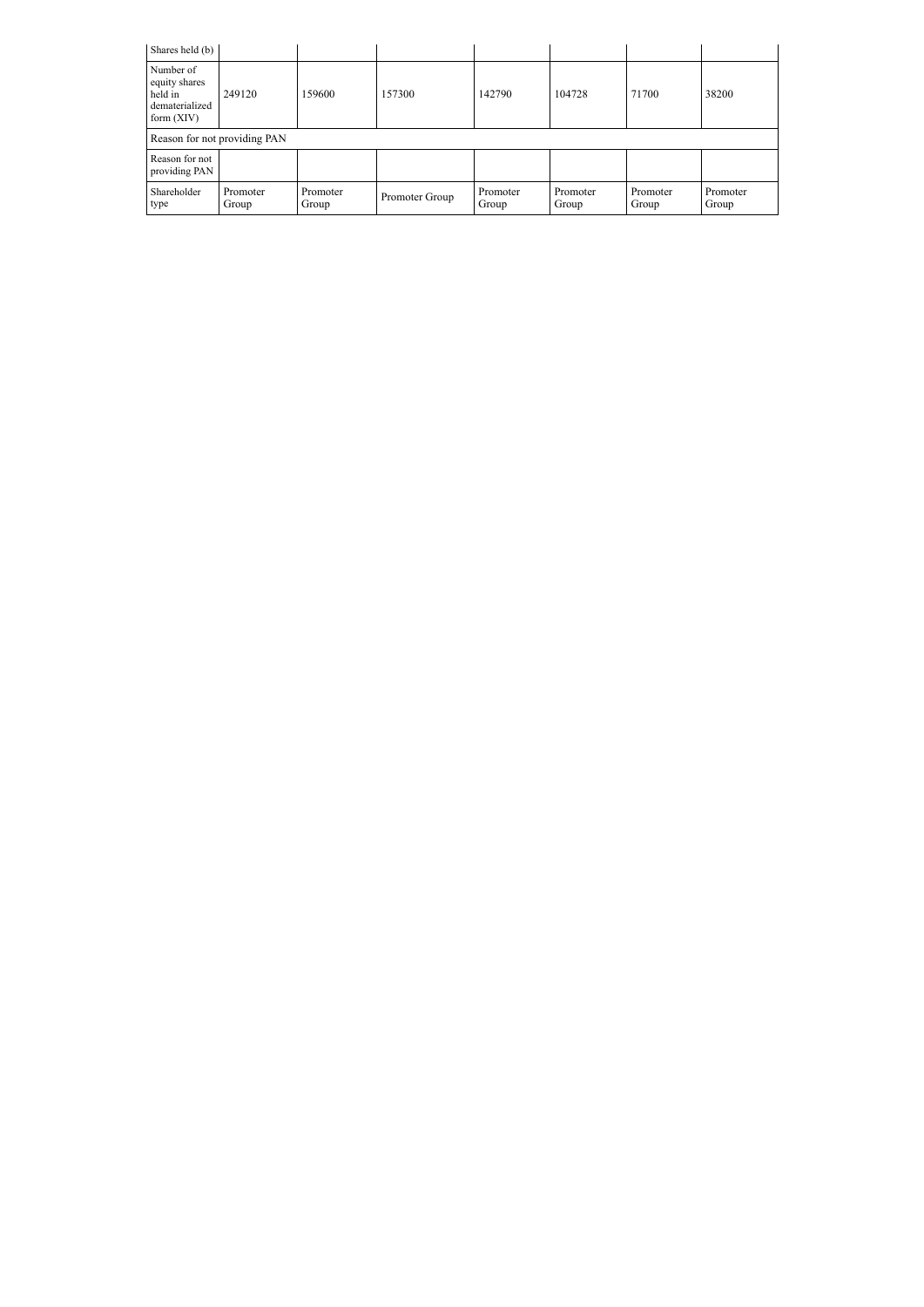| Shares held (b) | | | | | | | |
|---|---|---|---|---|---|---|---|
| Number of equity shares held in dematerialized form (XIV) | 249120 | 159600 | 157300 | 142790 | 104728 | 71700 | 38200 |
| Reason for not providing PAN | | | | | | | |
| Reason for not providing PAN | | | | | | | |
| Shareholder type | Promoter Group | Promoter Group | Promoter Group | Promoter Group | Promoter Group | Promoter Group | Promoter Group |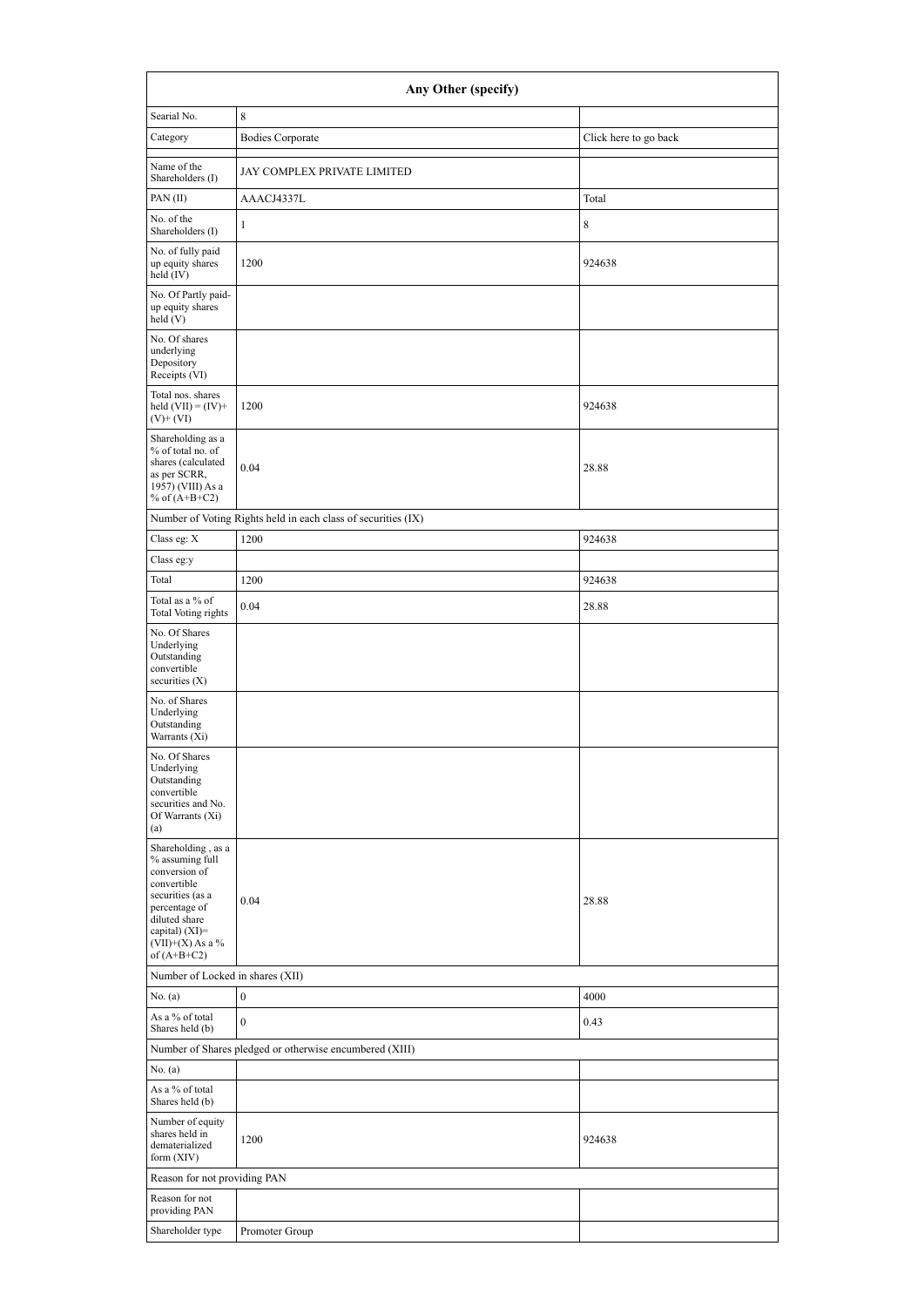| Any Other (specify) | | |
|---|---|---|
| Searial No. | 8 | |
| Category | Bodies Corporate | Click here to go back |
| Name of the Shareholders (I) | JAY COMPLEX PRIVATE LIMITED | |
| PAN (II) | AAACJ4337L | Total |
| No. of the Shareholders (I) | 1 | 8 |
| No. of fully paid up equity shares held (IV) | 1200 | 924638 |
| No. Of Partly paid-up equity shares held (V) | | |
| No. Of shares underlying Depository Receipts (VI) | | |
| Total nos. shares held (VII) = (IV)+ (V)+ (VI) | 1200 | 924638 |
| Shareholding as a % of total no. of shares (calculated as per SCRR, 1957) (VIII) As a % of (A+B+C2) | 0.04 | 28.88 |
| Number of Voting Rights held in each class of securities (IX) | | |
| Class eg: X | 1200 | 924638 |
| Class eg:y | | |
| Total | 1200 | 924638 |
| Total as a % of Total Voting rights | 0.04 | 28.88 |
| No. Of Shares Underlying Outstanding convertible securities (X) | | |
| No. of Shares Underlying Outstanding Warrants (Xi) | | |
| No. Of Shares Underlying Outstanding convertible securities and No. Of Warrants (Xi) (a) | | |
| Shareholding , as a % assuming full conversion of convertible securities (as a percentage of diluted share capital) (XI)= (VII)+(X) As a % of (A+B+C2) | 0.04 | 28.88 |
| Number of Locked in shares (XII) | | |
| No. (a) | 0 | 4000 |
| As a % of total Shares held (b) | 0 | 0.43 |
| Number of Shares pledged or otherwise encumbered (XIII) | | |
| No. (a) | | |
| As a % of total Shares held (b) | | |
| Number of equity shares held in dematerialized form (XIV) | 1200 | 924638 |
| Reason for not providing PAN | | |
| Reason for not providing PAN | | |
| Shareholder type | Promoter Group | |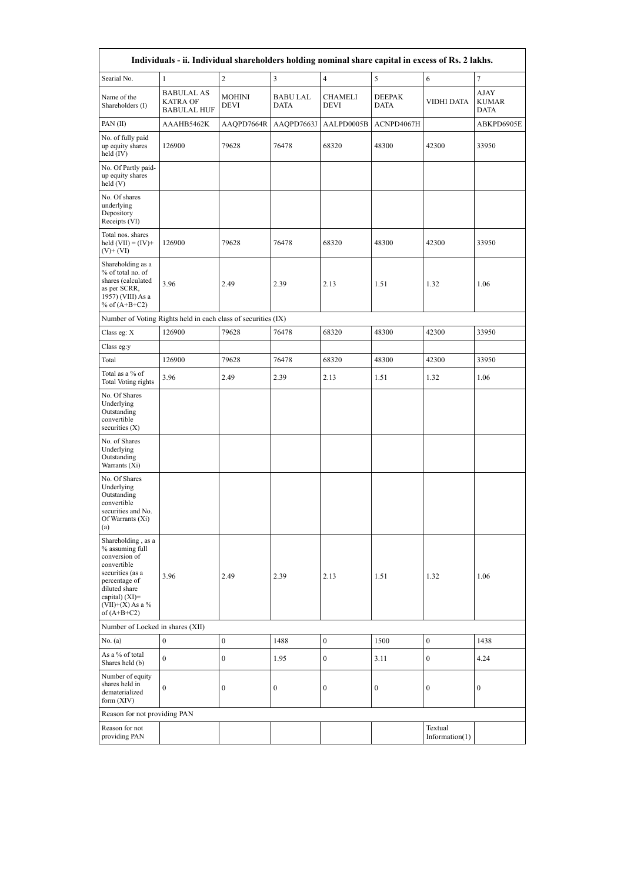| Individuals - ii. Individual shareholders holding nominal share capital in excess of Rs. 2 lakhs. | | | | | | | |
|---|---|---|---|---|---|---|---|
| Searial No. | 1 | 2 | 3 | 4 | 5 | 6 | 7 |
| Name of the Shareholders (I) | BABULAL AS KATRA OF BABULAL HUF | MOHINI DEVI | BABU LAL DATA | CHAMELI DEVI | DEEPAK DATA | VIDHI DATA | AJAY KUMAR DATA |
| PAN (II) | AAAHB5462K | AAQPD7664R | AAQPD7663J | AALPD0005B | ACNPD4067H | | ABKPD6905E |
| No. of fully paid up equity shares held (IV) | 126900 | 79628 | 76478 | 68320 | 48300 | 42300 | 33950 |
| No. Of Partly paid-up equity shares held (V) | | | | | | | |
| No. Of shares underlying Depository Receipts (VI) | | | | | | | |
| Total nos. shares held (VII) = (IV)+ (V)+ (VI) | 126900 | 79628 | 76478 | 68320 | 48300 | 42300 | 33950 |
| Shareholding as a % of total no. of shares (calculated as per SCRR, 1957) (VIII) As a % of (A+B+C2) | 3.96 | 2.49 | 2.39 | 2.13 | 1.51 | 1.32 | 1.06 |
| Number of Voting Rights held in each class of securities (IX) | | | | | | | |
| Class eg: X | 126900 | 79628 | 76478 | 68320 | 48300 | 42300 | 33950 |
| Class eg:y | | | | | | | |
| Total | 126900 | 79628 | 76478 | 68320 | 48300 | 42300 | 33950 |
| Total as a % of Total Voting rights | 3.96 | 2.49 | 2.39 | 2.13 | 1.51 | 1.32 | 1.06 |
| No. Of Shares Underlying Outstanding convertible securities (X) | | | | | | | |
| No. of Shares Underlying Outstanding Warrants (Xi) | | | | | | | |
| No. Of Shares Underlying Outstanding convertible securities and No. Of Warrants (Xi) (a) | | | | | | | |
| Shareholding , as a % assuming full conversion of convertible securities (as a percentage of diluted share capital) (XI)= (VII)+(X) As a % of (A+B+C2) | 3.96 | 2.49 | 2.39 | 2.13 | 1.51 | 1.32 | 1.06 |
| Number of Locked in shares (XII) | | | | | | | |
| No. (a) | 0 | 0 | 1488 | 0 | 1500 | 0 | 1438 |
| As a % of total Shares held (b) | 0 | 0 | 1.95 | 0 | 3.11 | 0 | 4.24 |
| Number of equity shares held in dematerialized form (XIV) | 0 | 0 | 0 | 0 | 0 | 0 | 0 |
| Reason for not providing PAN | | | | | | | |
| Reason for not providing PAN | | | | | | Textual Information(1) | |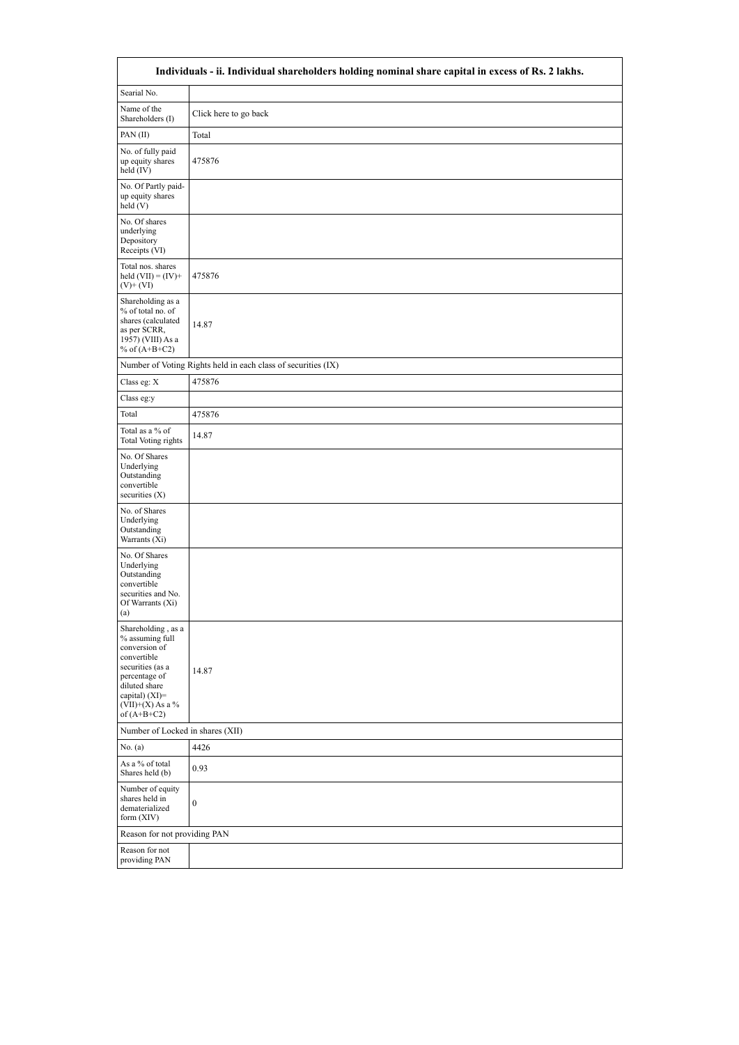| Individuals - ii. Individual shareholders holding nominal share capital in excess of Rs. 2 lakhs. | |
|---|---|
| Searial No. | |
| Name of the Shareholders (I) | Click here to go back |
| PAN (II) | Total |
| No. of fully paid up equity shares held (IV) | 475876 |
| No. Of Partly paid-up equity shares held (V) | |
| No. Of shares underlying Depository Receipts (VI) | |
| Total nos. shares held (VII) = (IV)+ (V)+ (VI) | 475876 |
| Shareholding as a % of total no. of shares (calculated as per SCRR, 1957) (VIII) As a % of (A+B+C2) | 14.87 |
| Number of Voting Rights held in each class of securities (IX) | |
| Class eg: X | 475876 |
| Class eg:y | |
| Total | 475876 |
| Total as a % of Total Voting rights | 14.87 |
| No. Of Shares Underlying Outstanding convertible securities (X) | |
| No. of Shares Underlying Outstanding Warrants (Xi) | |
| No. Of Shares Underlying Outstanding convertible securities and No. Of Warrants (Xi) (a) | |
| Shareholding , as a % assuming full conversion of convertible securities (as a percentage of diluted share capital) (XI)= (VII)+(X) As a % of (A+B+C2) | 14.87 |
| Number of Locked in shares (XII) | |
| No. (a) | 4426 |
| As a % of total Shares held (b) | 0.93 |
| Number of equity shares held in dematerialized form (XIV) | 0 |
| Reason for not providing PAN | |
| Reason for not providing PAN | |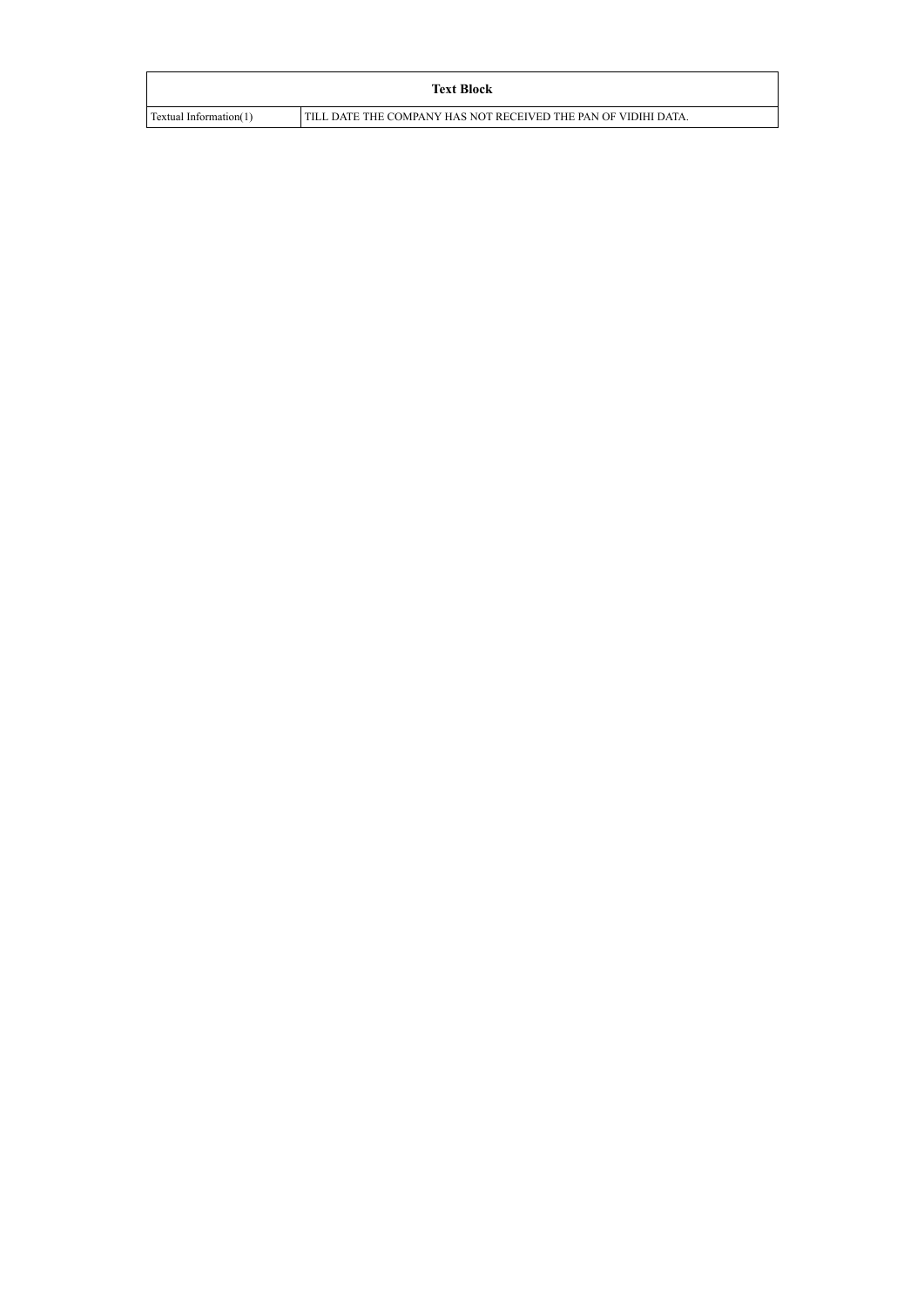| Text Block | |
| --- | --- |
| Textual Information(1) | TILL DATE THE COMPANY HAS NOT RECEIVED THE PAN OF VIDIHI DATA. |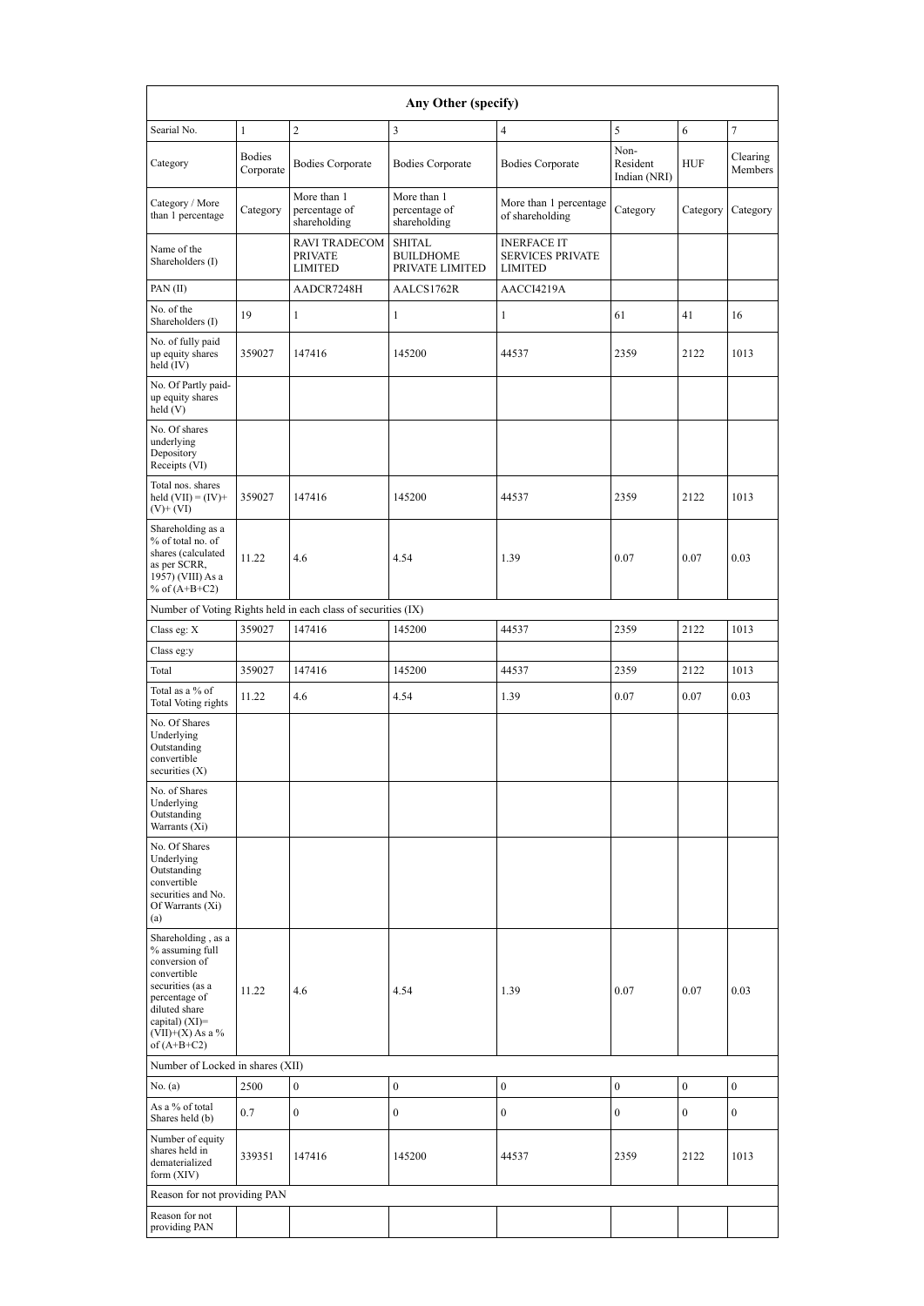| Any Other (specify) | | | | | | | |
|---|---|---|---|---|---|---|---|
| Searial No. | 1 | 2 | 3 | 4 | 5 | 6 | 7 |
| Category | Bodies Corporate | Bodies Corporate | Bodies Corporate | Bodies Corporate | Non-Resident Indian (NRI) | HUF | Clearing Members |
| Category / More than 1 percentage | Category | More than 1 percentage of shareholding | More than 1 percentage of shareholding | More than 1 percentage of shareholding | Category | Category | Category |
| Name of the Shareholders (I) | | RAVI TRADECOM PRIVATE LIMITED | SHITAL BUILDHOME PRIVATE LIMITED | INERFACE IT SERVICES PRIVATE LIMITED | | | |
| PAN (II) | | AADCR7248H | AALCS1762R | AACCI4219A | | | |
| No. of the Shareholders (I) | 19 | 1 | 1 | 1 | 61 | 41 | 16 |
| No. of fully paid up equity shares held (IV) | 359027 | 147416 | 145200 | 44537 | 2359 | 2122 | 1013 |
| No. Of Partly paid-up equity shares held (V) | | | | | | | |
| No. Of shares underlying Depository Receipts (VI) | | | | | | | |
| Total nos. shares held (VII) = (IV)+(V)+ (VI) | 359027 | 147416 | 145200 | 44537 | 2359 | 2122 | 1013 |
| Shareholding as a % of total no. of shares (calculated as per SCRR, 1957) (VIII) As a % of (A+B+C2) | 11.22 | 4.6 | 4.54 | 1.39 | 0.07 | 0.07 | 0.03 |
| Number of Voting Rights held in each class of securities (IX) | | | | | | | |
| Class eg: X | 359027 | 147416 | 145200 | 44537 | 2359 | 2122 | 1013 |
| Class eg:y | | | | | | | |
| Total | 359027 | 147416 | 145200 | 44537 | 2359 | 2122 | 1013 |
| Total as a % of Total Voting rights | 11.22 | 4.6 | 4.54 | 1.39 | 0.07 | 0.07 | 0.03 |
| No. Of Shares Underlying Outstanding convertible securities (X) | | | | | | | |
| No. of Shares Underlying Outstanding Warrants (Xi) | | | | | | | |
| No. Of Shares Underlying Outstanding convertible securities and No. Of Warrants (Xi) (a) | | | | | | | |
| Shareholding , as a % assuming full conversion of convertible securities (as a percentage of diluted share capital) (XI)= (VII)+(X) As a % of (A+B+C2) | 11.22 | 4.6 | 4.54 | 1.39 | 0.07 | 0.07 | 0.03 |
| Number of Locked in shares (XII) | | | | | | | |
| No. (a) | 2500 | 0 | 0 | 0 | 0 | 0 | 0 |
| As a % of total Shares held (b) | 0.7 | 0 | 0 | 0 | 0 | 0 | 0 |
| Number of equity shares held in dematerialized form (XIV) | 339351 | 147416 | 145200 | 44537 | 2359 | 2122 | 1013 |
| Reason for not providing PAN | | | | | | | |
| Reason for not providing PAN | | | | | | | |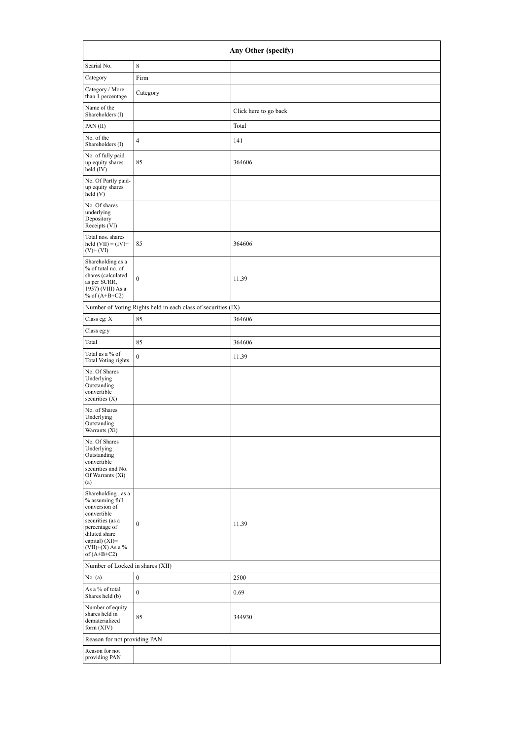| Any Other (specify) | | |
|---|---|---|
| Searial No. | 8 | |
| Category | Firm | |
| Category / More than 1 percentage | Category | |
| Name of the Shareholders (I) | | Click here to go back |
| PAN (II) | | Total |
| No. of the Shareholders (I) | 4 | 141 |
| No. of fully paid up equity shares held (IV) | 85 | 364606 |
| No. Of Partly paid-up equity shares held (V) | | |
| No. Of shares underlying Depository Receipts (VI) | | |
| Total nos. shares held (VII) = (IV)+(V)+ (VI) | 85 | 364606 |
| Shareholding as a % of total no. of shares (calculated as per SCRR, 1957) (VIII) As a % of (A+B+C2) | 0 | 11.39 |
| Number of Voting Rights held in each class of securities (IX) | | |
| Class eg: X | 85 | 364606 |
| Class eg:y | | |
| Total | 85 | 364606 |
| Total as a % of Total Voting rights | 0 | 11.39 |
| No. Of Shares Underlying Outstanding convertible securities (X) | | |
| No. of Shares Underlying Outstanding Warrants (Xi) | | |
| No. Of Shares Underlying Outstanding convertible securities and No. Of Warrants (Xi) (a) | | |
| Shareholding , as a % assuming full conversion of convertible securities (as a percentage of diluted share capital) (XI)= (VII)+(X) As a % of (A+B+C2) | 0 | 11.39 |
| Number of Locked in shares (XII) | | |
| No. (a) | 0 | 2500 |
| As a % of total Shares held (b) | 0 | 0.69 |
| Number of equity shares held in dematerialized form (XIV) | 85 | 344930 |
| Reason for not providing PAN | | |
| Reason for not providing PAN | | |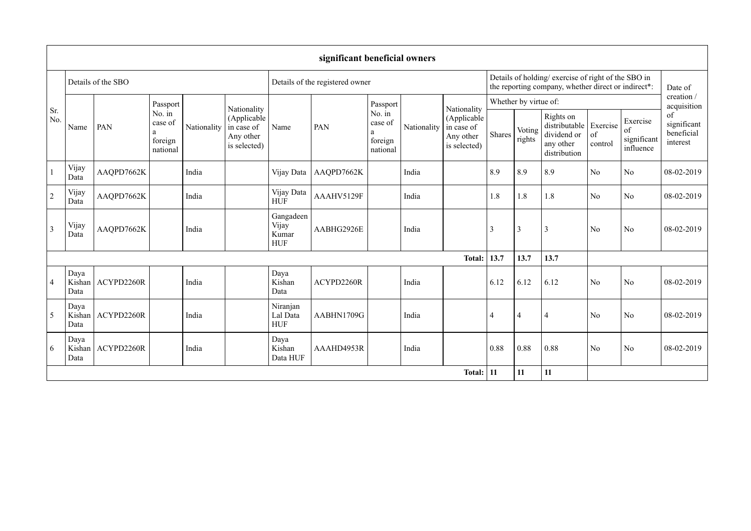| significant beneficial owners | | | | | | | | | | | | | | | | |
|---|---|---|---|---|---|---|---|---|---|---|---|---|---|---|---|---|
| Sr. No. | Details of the SBO | | | | | Details of the registered owner | | | | | Details of holding/ exercise of right of the SBO in the reporting company, whether direct or indirect*: | | | | | Date of creation / acquisition of significant beneficial interest |
| | | | | | | | | | | | Whether by virtue of: | | | | | |
| | Name | PAN | Passport No. in case of a foreign national | Nationality | Nationality (Applicable in case of Any other is selected) | Name | PAN | Passport No. in case of a foreign national | Nationality | Nationality (Applicable in case of Any other is selected) | Shares | Voting rights | Rights on distributable dividend or any other distribution | Exercise of control | Exercise of significant influence | |
| 1 | Vijay Data | AAQPD7662K | | India | | Vijay Data | AAQPD7662K | | India | | 8.9 | 8.9 | 8.9 | No | No | 08-02-2019 |
| 2 | Vijay Data | AAQPD7662K | | India | | Vijay Data HUF | AAAHV5129F | | India | | 1.8 | 1.8 | 1.8 | No | No | 08-02-2019 |
| 3 | Vijay Data | AAQPD7662K | | India | | Gangadeen Vijay Kumar HUF | AABHG2926E | | India | | 3 | 3 | 3 | No | No | 08-02-2019 |
| | | | | | | | | | | **Total:** | **13.7** | **13.7** | **13.7** | | | |
| 4 | Daya Kishan Data | ACYPD2260R | | India | | Daya Kishan Data | ACYPD2260R | | India | | 6.12 | 6.12 | 6.12 | No | No | 08-02-2019 |
| 5 | Daya Kishan Data | ACYPD2260R | | India | | Niranjan Lal Data HUF | AABHN1709G | | India | | 4 | 4 | 4 | No | No | 08-02-2019 |
| 6 | Daya Kishan Data | ACYPD2260R | | India | | Daya Kishan Data HUF | AAAHD4953R | | India | | 0.88 | 0.88 | 0.88 | No | No | 08-02-2019 |
| | | | | | | | | | | **Total:** | **11** | **11** | **11** | | | |